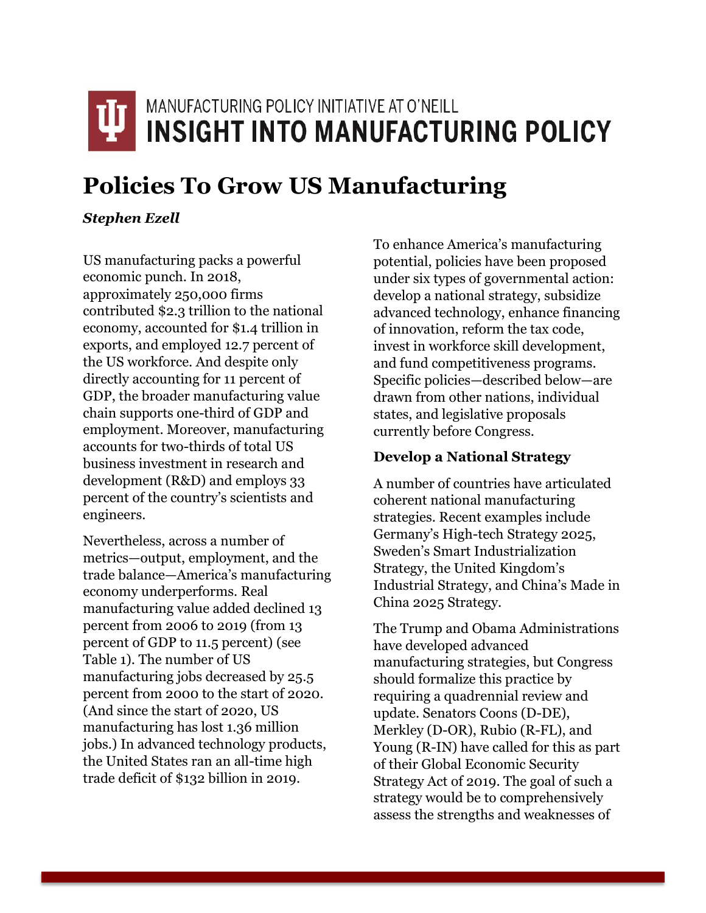MANUFACTURING POLICY INITIATIVE AT O'NEILL

**INSIGHT INTO MANUFACTURING POLICY**

# Policies To Grow US Manufacturing

***Stephen Ezell***

US manufacturing packs a powerful economic punch. In 2018, approximately 250,000 firms contributed $2.3 trillion to the national economy, accounted for $1.4 trillion in exports, and employed 12.7 percent of the US workforce. And despite only directly accounting for 11 percent of GDP, the broader manufacturing value chain supports one-third of GDP and employment. Moreover, manufacturing accounts for two-thirds of total US business investment in research and development (R&D) and employs 33 percent of the country's scientists and engineers.

Nevertheless, across a number of metrics—output, employment, and the trade balance—America's manufacturing economy underperforms. Real manufacturing value added declined 13 percent from 2006 to 2019 (from 13 percent of GDP to 11.5 percent) (see Table 1). The number of US manufacturing jobs decreased by 25.5 percent from 2000 to the start of 2020. (And since the start of 2020, US manufacturing has lost 1.36 million jobs.) In advanced technology products, the United States ran an all-time high trade deficit of $132 billion in 2019.

To enhance America's manufacturing potential, policies have been proposed under six types of governmental action: develop a national strategy, subsidize advanced technology, enhance financing of innovation, reform the tax code, invest in workforce skill development, and fund competitiveness programs. Specific policies—described below—are drawn from other nations, individual states, and legislative proposals currently before Congress.

## Develop a National Strategy

A number of countries have articulated coherent national manufacturing strategies. Recent examples include Germany's High-tech Strategy 2025, Sweden's Smart Industrialization Strategy, the United Kingdom's Industrial Strategy, and China's Made in China 2025 Strategy.

The Trump and Obama Administrations have developed advanced manufacturing strategies, but Congress should formalize this practice by requiring a quadrennial review and update. Senators Coons (D-DE), Merkley (D-OR), Rubio (R-FL), and Young (R-IN) have called for this as part of their Global Economic Security Strategy Act of 2019. The goal of such a strategy would be to comprehensively assess the strengths and weaknesses of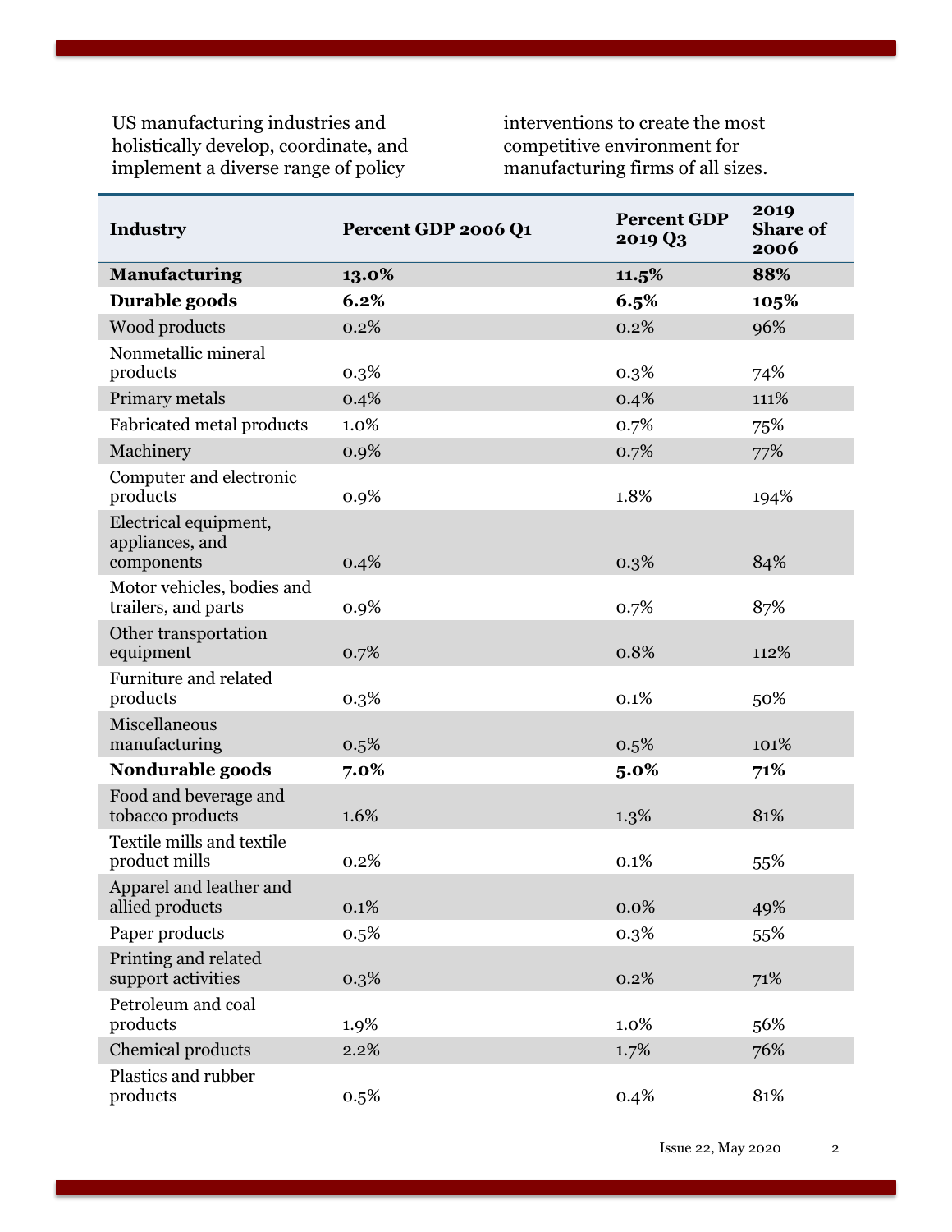US manufacturing industries and holistically develop, coordinate, and implement a diverse range of policy interventions to create the most competitive environment for manufacturing firms of all sizes.

| Industry | Percent GDP 2006 Q1 | Percent GDP 2019 Q3 | 2019 Share of 2006 |
|---|---|---|---|
| **Manufacturing** | **13.0%** | **11.5%** | **88%** |
| **Durable goods** | **6.2%** | **6.5%** | **105%** |
| Wood products | 0.2% | 0.2% | 96% |
| Nonmetallic mineral products | 0.3% | 0.3% | 74% |
| Primary metals | 0.4% | 0.4% | 111% |
| Fabricated metal products | 1.0% | 0.7% | 75% |
| Machinery | 0.9% | 0.7% | 77% |
| Computer and electronic products | 0.9% | 1.8% | 194% |
| Electrical equipment, appliances, and components | 0.4% | 0.3% | 84% |
| Motor vehicles, bodies and trailers, and parts | 0.9% | 0.7% | 87% |
| Other transportation equipment | 0.7% | 0.8% | 112% |
| Furniture and related products | 0.3% | 0.1% | 50% |
| Miscellaneous manufacturing | 0.5% | 0.5% | 101% |
| **Nondurable goods** | **7.0%** | **5.0%** | **71%** |
| Food and beverage and tobacco products | 1.6% | 1.3% | 81% |
| Textile mills and textile product mills | 0.2% | 0.1% | 55% |
| Apparel and leather and allied products | 0.1% | 0.0% | 49% |
| Paper products | 0.5% | 0.3% | 55% |
| Printing and related support activities | 0.3% | 0.2% | 71% |
| Petroleum and coal products | 1.9% | 1.0% | 56% |
| Chemical products | 2.2% | 1.7% | 76% |
| Plastics and rubber products | 0.5% | 0.4% | 81% |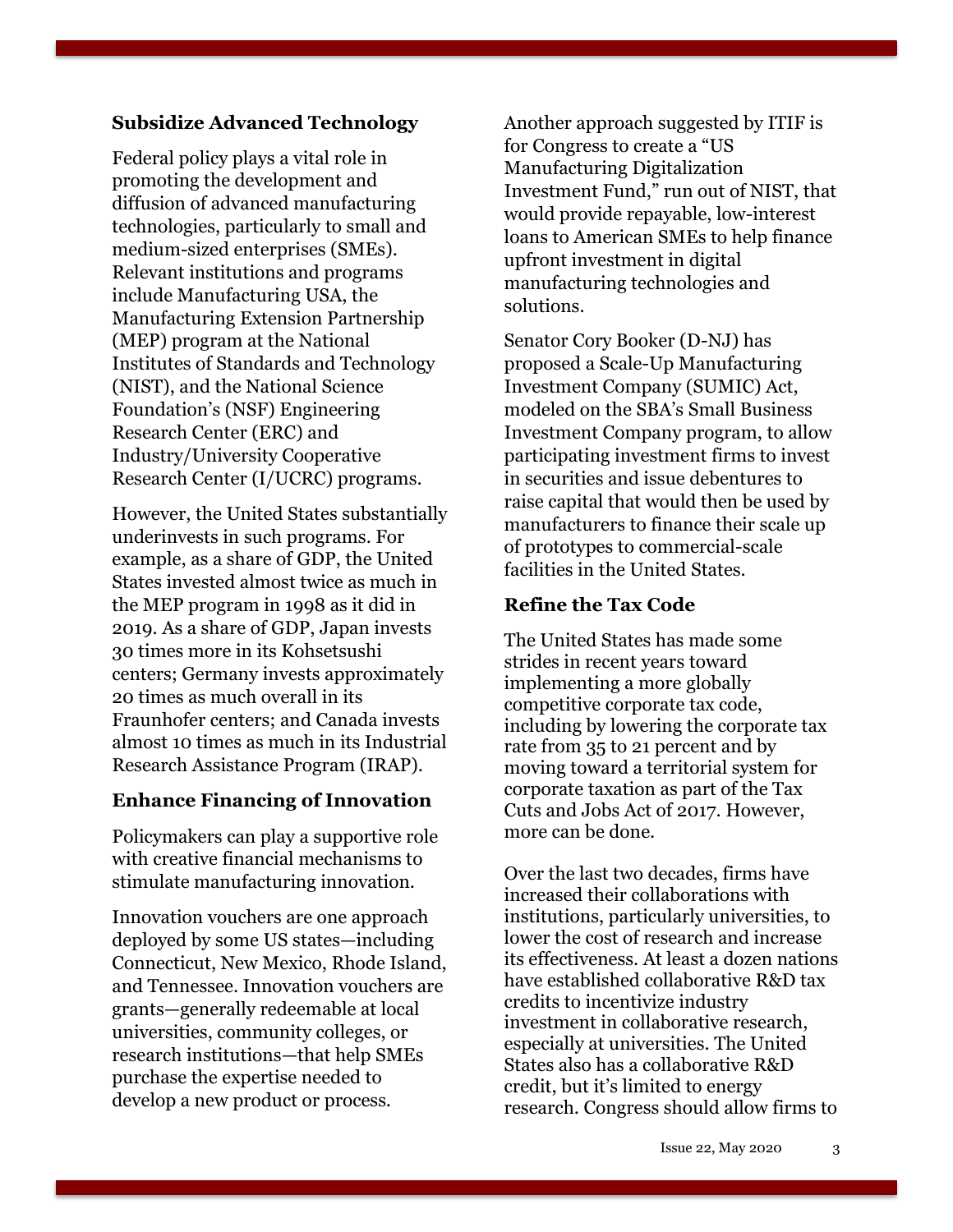### Subsidize Advanced Technology

Federal policy plays a vital role in promoting the development and diffusion of advanced manufacturing technologies, particularly to small and medium-sized enterprises (SMEs). Relevant institutions and programs include Manufacturing USA, the Manufacturing Extension Partnership (MEP) program at the National Institutes of Standards and Technology (NIST), and the National Science Foundation's (NSF) Engineering Research Center (ERC) and Industry/University Cooperative Research Center (I/UCRC) programs.

However, the United States substantially underinvests in such programs. For example, as a share of GDP, the United States invested almost twice as much in the MEP program in 1998 as it did in 2019. As a share of GDP, Japan invests 30 times more in its Kohsetsushi centers; Germany invests approximately 20 times as much overall in its Fraunhofer centers; and Canada invests almost 10 times as much in its Industrial Research Assistance Program (IRAP).

### Enhance Financing of Innovation

Policymakers can play a supportive role with creative financial mechanisms to stimulate manufacturing innovation.

Innovation vouchers are one approach deployed by some US states—including Connecticut, New Mexico, Rhode Island, and Tennessee. Innovation vouchers are grants—generally redeemable at local universities, community colleges, or research institutions—that help SMEs purchase the expertise needed to develop a new product or process.

Another approach suggested by ITIF is for Congress to create a "US Manufacturing Digitalization Investment Fund," run out of NIST, that would provide repayable, low-interest loans to American SMEs to help finance upfront investment in digital manufacturing technologies and solutions.

Senator Cory Booker (D-NJ) has proposed a Scale-Up Manufacturing Investment Company (SUMIC) Act, modeled on the SBA's Small Business Investment Company program, to allow participating investment firms to invest in securities and issue debentures to raise capital that would then be used by manufacturers to finance their scale up of prototypes to commercial-scale facilities in the United States.

### Refine the Tax Code

The United States has made some strides in recent years toward implementing a more globally competitive corporate tax code, including by lowering the corporate tax rate from 35 to 21 percent and by moving toward a territorial system for corporate taxation as part of the Tax Cuts and Jobs Act of 2017. However, more can be done.

Over the last two decades, firms have increased their collaborations with institutions, particularly universities, to lower the cost of research and increase its effectiveness. At least a dozen nations have established collaborative R&D tax credits to incentivize industry investment in collaborative research, especially at universities. The United States also has a collaborative R&D credit, but it's limited to energy research. Congress should allow firms to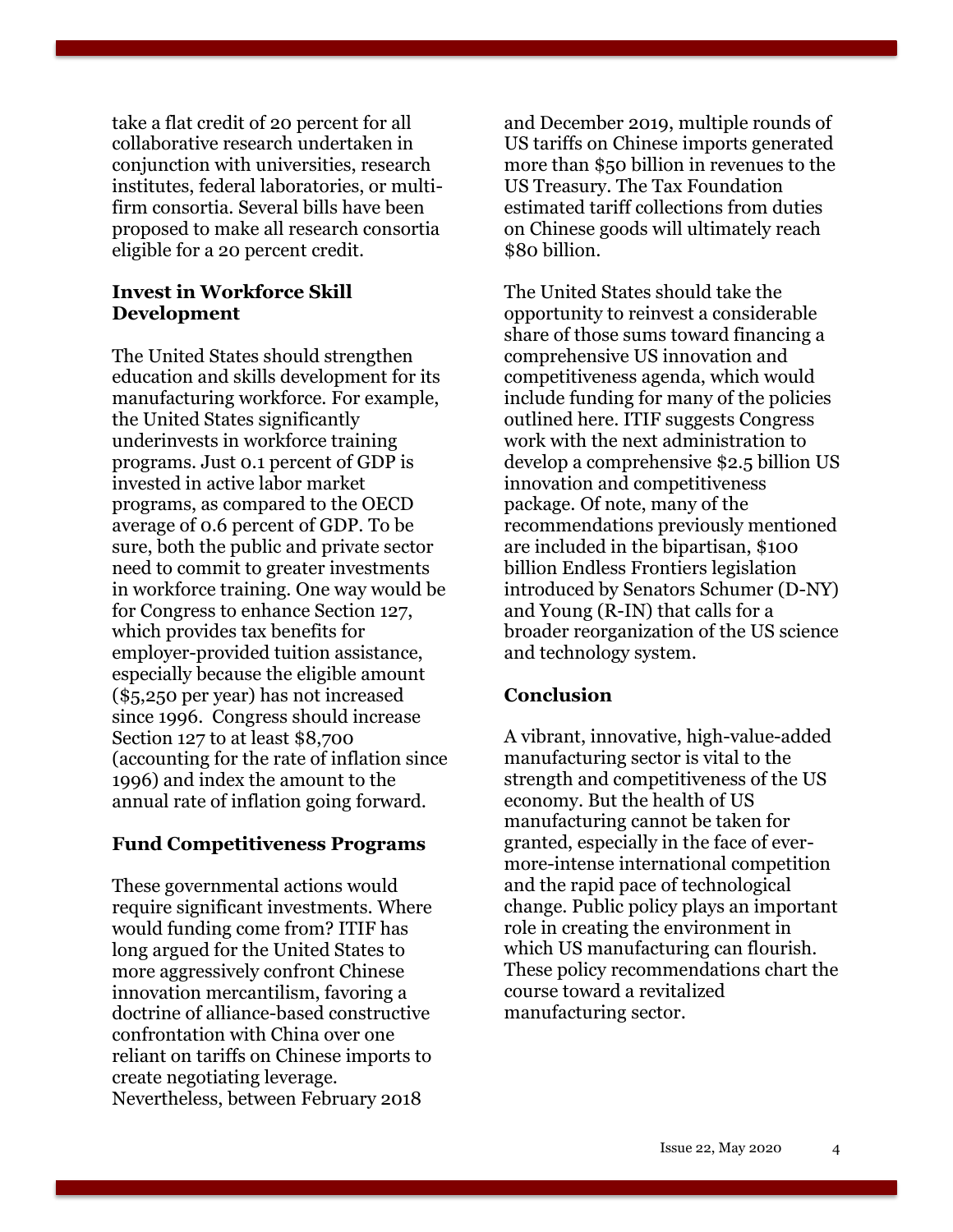take a flat credit of 20 percent for all collaborative research undertaken in conjunction with universities, research institutes, federal laboratories, or multi-firm consortia. Several bills have been proposed to make all research consortia eligible for a 20 percent credit.

### Invest in Workforce Skill Development

The United States should strengthen education and skills development for its manufacturing workforce. For example, the United States significantly underinvests in workforce training programs. Just 0.1 percent of GDP is invested in active labor market programs, as compared to the OECD average of 0.6 percent of GDP. To be sure, both the public and private sector need to commit to greater investments in workforce training. One way would be for Congress to enhance Section 127, which provides tax benefits for employer-provided tuition assistance, especially because the eligible amount ($5,250 per year) has not increased since 1996. Congress should increase Section 127 to at least $8,700 (accounting for the rate of inflation since 1996) and index the amount to the annual rate of inflation going forward.

### Fund Competitiveness Programs

These governmental actions would require significant investments. Where would funding come from? ITIF has long argued for the United States to more aggressively confront Chinese innovation mercantilism, favoring a doctrine of alliance-based constructive confrontation with China over one reliant on tariffs on Chinese imports to create negotiating leverage. Nevertheless, between February 2018 and December 2019, multiple rounds of US tariffs on Chinese imports generated more than $50 billion in revenues to the US Treasury. The Tax Foundation estimated tariff collections from duties on Chinese goods will ultimately reach $80 billion.

The United States should take the opportunity to reinvest a considerable share of those sums toward financing a comprehensive US innovation and competitiveness agenda, which would include funding for many of the policies outlined here. ITIF suggests Congress work with the next administration to develop a comprehensive $2.5 billion US innovation and competitiveness package. Of note, many of the recommendations previously mentioned are included in the bipartisan, $100 billion Endless Frontiers legislation introduced by Senators Schumer (D-NY) and Young (R-IN) that calls for a broader reorganization of the US science and technology system.

### Conclusion

A vibrant, innovative, high-value-added manufacturing sector is vital to the strength and competitiveness of the US economy. But the health of US manufacturing cannot be taken for granted, especially in the face of ever-more-intense international competition and the rapid pace of technological change. Public policy plays an important role in creating the environment in which US manufacturing can flourish. These policy recommendations chart the course toward a revitalized manufacturing sector.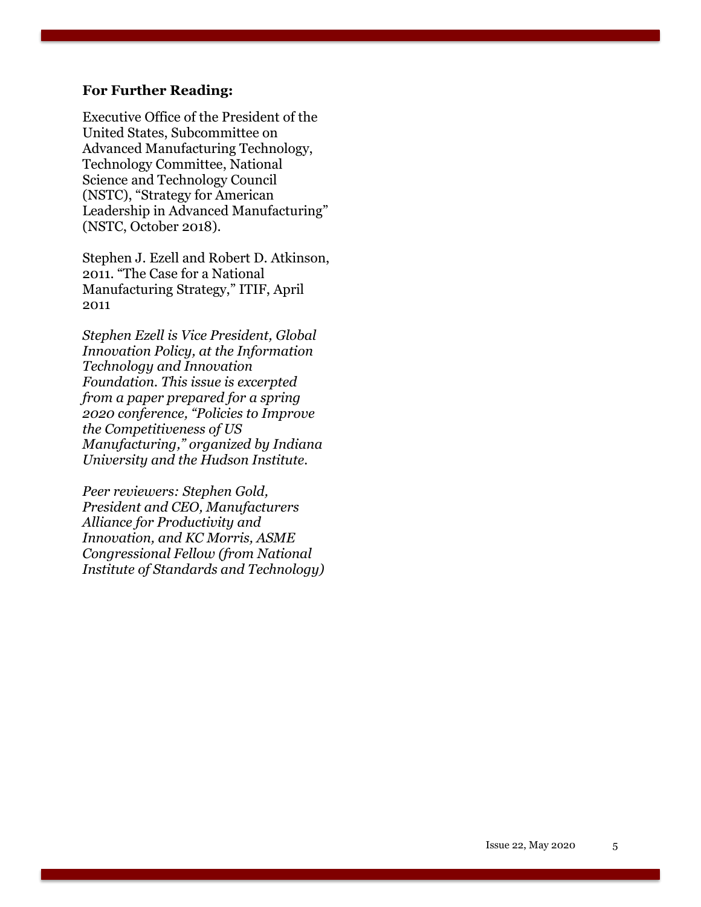**For Further Reading:**

Executive Office of the President of the United States, Subcommittee on Advanced Manufacturing Technology, Technology Committee, National Science and Technology Council (NSTC), "Strategy for American Leadership in Advanced Manufacturing" (NSTC, October 2018).

Stephen J. Ezell and Robert D. Atkinson, 2011. "The Case for a National Manufacturing Strategy," ITIF, April 2011

*Stephen Ezell is Vice President, Global Innovation Policy, at the Information Technology and Innovation Foundation. This issue is excerpted from a paper prepared for a spring 2020 conference, "Policies to Improve the Competitiveness of US Manufacturing," organized by Indiana University and the Hudson Institute.*

*Peer reviewers: Stephen Gold, President and CEO, Manufacturers Alliance for Productivity and Innovation, and KC Morris, ASME Congressional Fellow (from National Institute of Standards and Technology)*